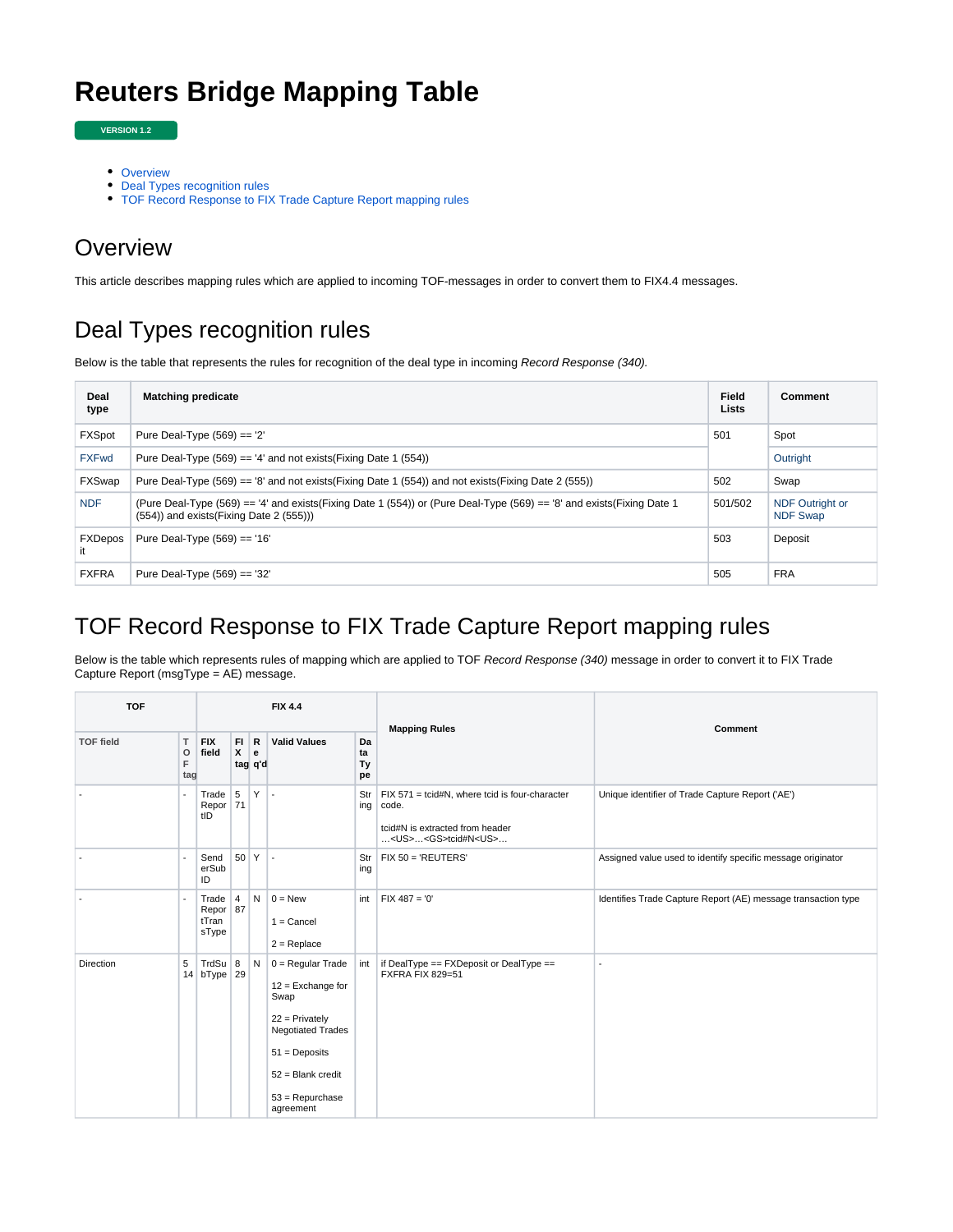# Reuters Bridge Mapping Table

VERSION 1.2

- Overview
- Deal Types recognition rules
- TOF Record Response to FIX Trade Capture Report mapping rules

## Overview

This article describes mapping rules which are applied to incoming TOF-messages in order to convert them to FIX4.4 messages.

## Deal Types recognition rules

Below is the table that represents the rules for recognition of the deal type in incoming *Record Response (340).*

| Deal type | Matching predicate | Field Lists | Comment |
|---|---|---|---|
| FXSpot | Pure Deal-Type (569) == '2' | 501 | Spot |
| FXFwd | Pure Deal-Type (569) == '4' and not exists(Fixing Date 1 (554)) | | Outright |
| FXSwap | Pure Deal-Type (569) == '8' and not exists(Fixing Date 1 (554)) and not exists(Fixing Date 2 (555)) | 502 | Swap |
| NDF | (Pure Deal-Type (569) == '4' and exists(Fixing Date 1 (554)) or (Pure Deal-Type (569) == '8' and exists(Fixing Date 1 (554)) and exists(Fixing Date 2 (555))) | 501/502 | NDF Outright or NDF Swap |
| FXDeposit | Pure Deal-Type (569) == '16' | 503 | Deposit |
| FXFRA | Pure Deal-Type (569) == '32' | 505 | FRA |

## TOF Record Response to FIX Trade Capture Report mapping rules

Below is the table which represents rules of mapping which are applied to TOF *Record Response (340)* message in order to convert it to FIX Trade Capture Report (msgType = AE) message.

| TOF | | FIX 4.4 | | | | | Mapping Rules | Comment |
|---|---|---|---|---|---|---|---|---|
| TOF field | TOF tag | FIX field | FIX tag | Req'd | Valid Values | Data Type | | |
| - | - | TradeReportID | 571 | Y | - | String | FIX 571 = tcid#N, where tcid is four-character code.<br><br>tcid#N is extracted from header …<US>…<GS>tcid#N<US>… | Unique identifier of Trade Capture Report ('AE') |
| - | - | SenderSubID | 50 | Y | - | String | FIX 50 = 'REUTERS' | Assigned value used to identify specific message originator |
| - | - | TradeReportTransType | 487 | N | 0 = New<br><br>1 = Cancel<br><br>2 = Replace | int | FIX 487 = '0' | Identifies Trade Capture Report (AE) message transaction type |
| Direction | 514 | TrdSubType | 829 | N | 0 = Regular Trade<br><br>12 = Exchange for Swap<br><br>22 = Privately Negotiated Trades<br><br>51 = Deposits<br><br>52 = Blank credit<br><br>53 = Repurchase agreement | int | if DealType == FXDeposit or DealType == FXFRA FIX 829=51 | - |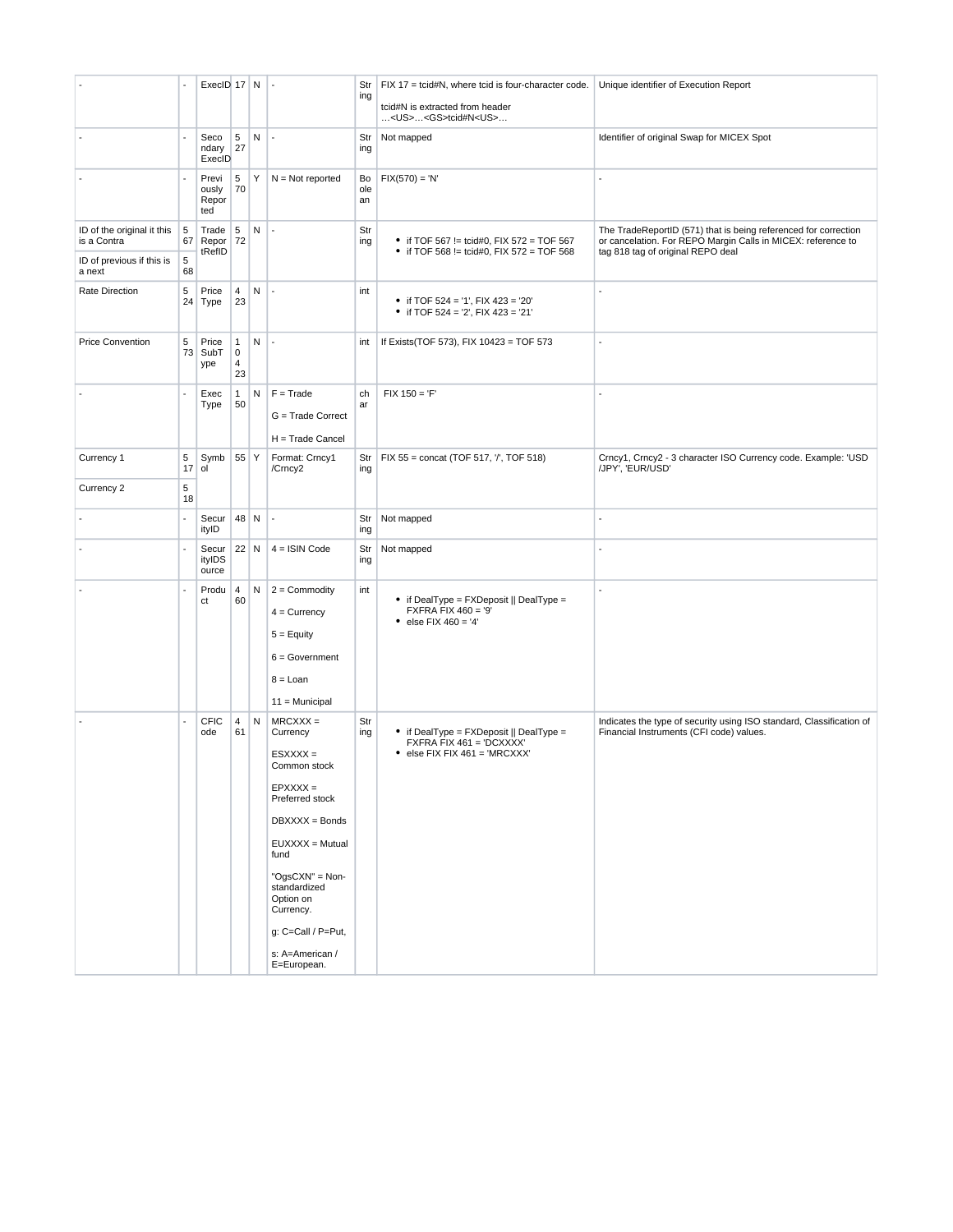| - | - | ExecID | 17 | N | - | String | FIX 17 = tcid#N, where tcid is four-character code.<br><br>tcid#N is extracted from header …<US>…<GS>tcid#N<US>… | Unique identifier of Execution Report |
|---|---|---|---|---|---|---|---|---|
| - | - | SecondaryExecID | 527 | N | - | String | Not mapped | Identifier of original Swap for MICEX Spot |
| - | - | PreviouslyReported | 570 | Y | N = Not reported | Boolean | FIX(570) = 'N' | - |
| ID of the original it this is a Contra | 567 | TradeReportRefID | 572 | N | - | String | • if TOF 567 != tcid#0, FIX 572 = TOF 567<br>• if TOF 568 != tcid#0, FIX 572 = TOF 568 | The TradeReportID (571) that is being referenced for correction or cancelation. For REPO Margin Calls in MICEX: reference to tag 818 tag of original REPO deal |
| ID of previous if this is a next | 568 | | | | | | | |
| Rate Direction | 524 | PriceType | 423 | N | - | int | • if TOF 524 = '1', FIX 423 = '20'<br>• if TOF 524 = '2', FIX 423 = '21' | - |
| Price Convention | 573 | PriceSubType | 10423 | N | - | int | If Exists(TOF 573), FIX 10423 = TOF 573 | - |
| - | - | ExecType | 150 | N | F = Trade<br><br>G = Trade Correct<br><br>H = Trade Cancel | char | FIX 150 = 'F' | - |
| Currency 1 | 517 | Symbol | 55 | Y | Format: Crncy1/Crncy2 | String | FIX 55 = concat (TOF 517, '/', TOF 518) | Crncy1, Crncy2 - 3 character ISO Currency code. Example: 'USD/JPY', 'EUR/USD' |
| Currency 2 | 518 | | | | | | | |
| - | - | SecurityID | 48 | N | - | String | Not mapped | - |
| - | - | SecurityIDSource | 22 | N | 4 = ISIN Code | String | Not mapped | - |
| - | - | Product | 460 | N | 2 = Commodity<br><br>4 = Currency<br><br>5 = Equity<br><br>6 = Government<br><br>8 = Loan<br><br>11 = Municipal | int | • if DealType = FXDeposit \|\| DealType = FXFRA FIX 460 = '9'<br>• else FIX 460 = '4' | - |
| - | - | CFICode | 461 | N | MRCXXX = Currency<br><br>ESXXXX = Common stock<br><br>EPXXXX = Preferred stock<br><br>DBXXXX = Bonds<br><br>EUXXXX = Mutual fund<br><br>"OgsCXN" = Non-standardized Option on Currency.<br><br>g: C=Call / P=Put,<br><br>s: A=American / E=European. | String | • if DealType = FXDeposit \|\| DealType = FXFRA FIX 461 = 'DCXXXX'<br>• else FIX FIX 461 = 'MRCXXX' | Indicates the type of security using ISO standard, Classification of Financial Instruments (CFI code) values. |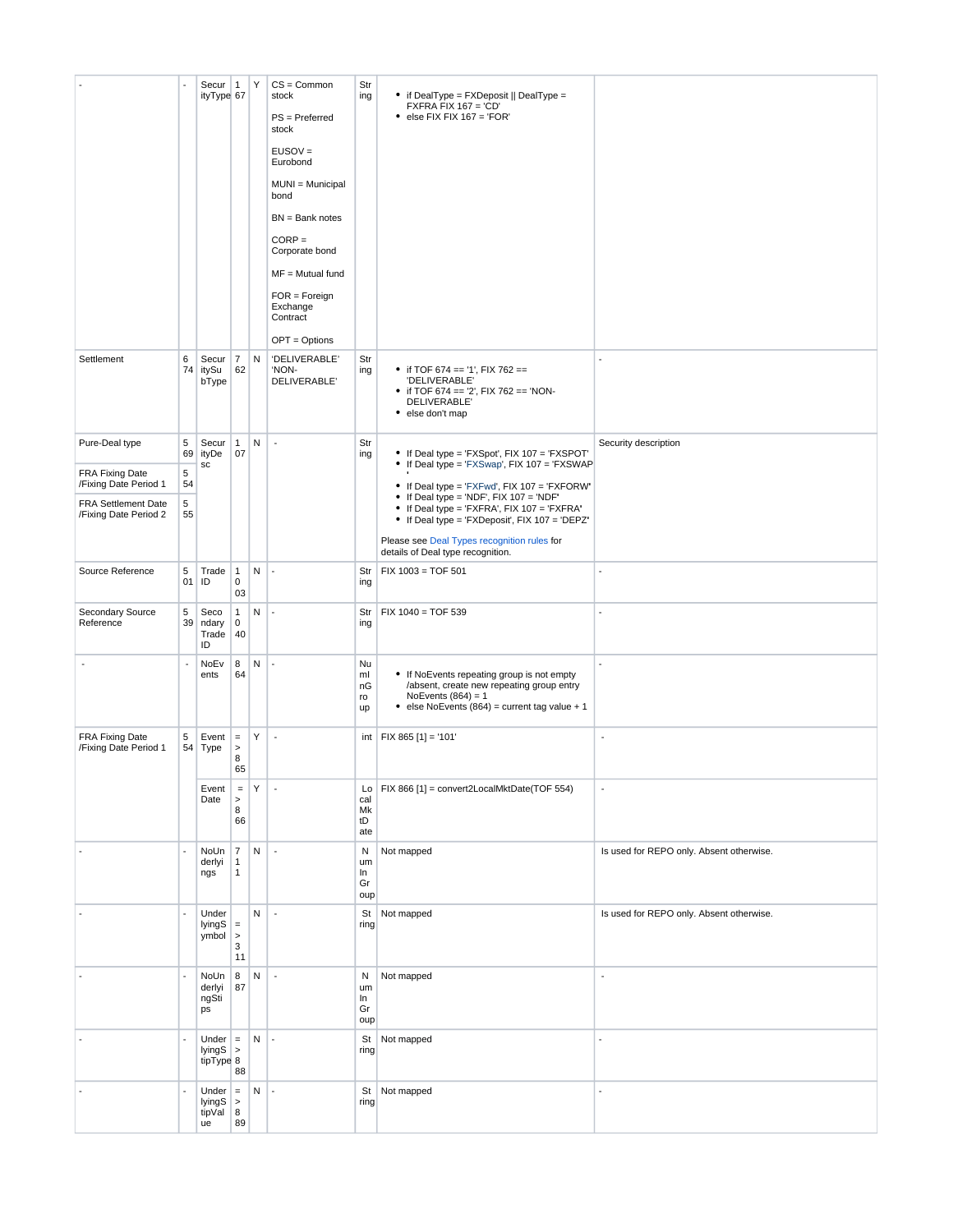| | | | | | | | | |
|---|---|---|---|---|---|---|---|---|
| - | - | SecurityType | 167 | Y | CS = Common stock<br><br>PS = Preferred stock<br><br>EUSOV = Eurobond<br><br>MUNI = Municipal bond<br><br>BN = Bank notes<br><br>CORP = Corporate bond<br><br>MF = Mutual fund<br><br>FOR = Foreign Exchange Contract<br><br>OPT = Options | String | • if DealType = FXDeposit \|\| DealType = FXFRA FIX 167 = 'CD'<br>• else FIX FIX 167 = 'FOR' | |
| Settlement | 674 | SecuritySubType | 762 | N | 'DELIVERABLE' 'NON-DELIVERABLE' | String | • if TOF 674 == '1', FIX 762 == 'DELIVERABLE'<br>• if TOF 674 == '2', FIX 762 == 'NON-DELIVERABLE'<br>• else don't map | - |
| Pure-Deal type<br><br>FRA Fixing Date /Fixing Date Period 1<br><br>FRA Settlement Date /Fixing Date Period 2 | 569<br><br>554<br><br>555 | SecurityDesc | 107 | N | - | String | • If Deal type = 'FXSpot', FIX 107 = 'FXSPOT'<br>• If Deal type = 'FXSwap', FIX 107 = 'FXSWAP'<br>• If Deal type = 'FXFwd', FIX 107 = 'FXFORW'<br>• If Deal type = 'NDF', FIX 107 = 'NDF'<br>• If Deal type = 'FXFRA', FIX 107 = 'FXFRA'<br>• If Deal type = 'FXDeposit', FIX 107 = 'DEPZ'<br><br>Please see Deal Types recognition rules for details of Deal type recognition. | Security description |
| Source Reference | 501 | Trade ID | 1003 | N | - | String | FIX 1003 = TOF 501 | - |
| Secondary Source Reference | 539 | Secondary Trade ID | 1040 | N | - | String | FIX 1040 = TOF 539 | - |
| - | - | NoEvents | 864 | N | - | NumInGroup | • If NoEvents repeating group is not empty /absent, create new repeating group entry NoEvents (864) = 1<br>• else NoEvents (864) = current tag value + 1 | - |
| FRA Fixing Date /Fixing Date Period 1 | 554 | EventType | => 865 | Y | - | int | FIX 865 [1] = '101' | - |
| | | EventDate | => 866 | Y | - | LocalMktDate | FIX 866 [1] = convert2LocalMktDate(TOF 554) | - |
| - | - | NoUnderlyings | 711 | N | - | NumInGroup | Not mapped | Is used for REPO only. Absent otherwise. |
| - | - | UnderlyingSymbol | => 311 | N | - | String | Not mapped | Is used for REPO only. Absent otherwise. |
| - | - | NoUnderlyingStips | 887 | N | - | NumInGroup | Not mapped | - |
| - | - | UnderlyingStipType | => 888 | N | - | String | Not mapped | - |
| - | - | UnderlyingStipValue | => 889 | N | - | String | Not mapped | - |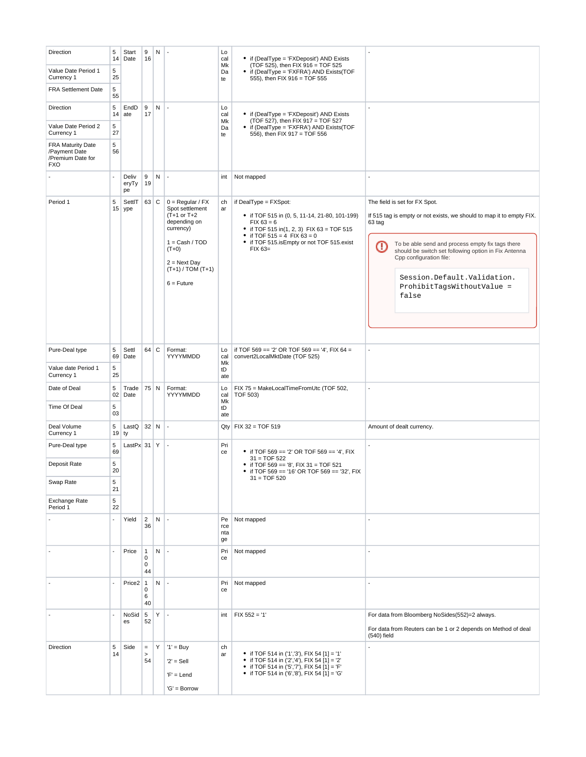| | | | | | | | | |
|---|---|---|---|---|---|---|---|---|
| Direction<br>Value Date Period 1 Currency 1<br>FRA Settlement Date | 514<br>525<br>555 | Start Date | 916 | N | - | LocalMktDate | • if (DealType = 'FXDeposit') AND Exists (TOF 525), then FIX 916 = TOF 525<br>• if (DealType = 'FXFRA') AND Exists(TOF 555), then FIX 916 = TOF 555 | - |
| Direction<br>Value Date Period 2 Currency 1<br>FRA Maturity Date /Payment Date /Premium Date for FXO | 514<br>527<br>556 | EndDate | 917 | N | - | LocalMktDate | • if (DealType = 'FXDeposit') AND Exists (TOF 527), then FIX 917 = TOF 527<br>• if (DealType = 'FXFRA') AND Exists(TOF 556), then FIX 917 = TOF 556 | - |
| - | - | DeliveryType | 919 | N | - | int | Not mapped | - |
| Period 1 | 515 | SettlType | 63 | C | 0 = Regular / FX Spot settlement (T+1 or T+2 depending on currency)<br><br>1 = Cash / TOD (T+0)<br><br>2 = Next Day (T+1) / TOM (T+1)<br><br>6 = Future | char | if DealType = FXSpot:<br>• if TOF 515 in (0, 5, 11-14, 21-80, 101-199) FIX 63 = 6<br>• if TOF 515 in(1, 2, 3) FIX 63 = TOF 515<br>• if TOF 515 = 4 FIX 63 = 0<br>• if TOF 515.isEmpty or not TOF 515.exist FIX 63= | The field is set for FX Spot.<br><br>If 515 tag is empty or not exists, we should to map it to empty FIX. 63 tag<br><br>To be able send and process empty fix tags there should be switch set following option in Fix Antenna Cpp configuration file:<br><br>`Session.Default.Validation.ProhibitTagsWithoutValue = false` |
| Pure-Deal type<br>Value date Period 1 Currency 1 | 569<br>525 | SettlDate | 64 | C | Format: YYYYMMDD | LocalMktDate | if TOF 569 == '2' OR TOF 569 == '4', FIX 64 = convert2LocalMktDate (TOF 525) | - |
| Date of Deal<br>Time Of Deal | 502<br>503 | TradeDate | 75 | N | Format: YYYYMMDD | LocalMktDate | FIX 75 = MakeLocalTimeFromUtc (TOF 502, TOF 503) | - |
| Deal Volume Currency 1 | 519 | LastQty | 32 | N | - | Qty | FIX 32 = TOF 519 | Amount of dealt currency. |
| Pure-Deal type<br>Deposit Rate<br>Swap Rate<br>Exchange Rate Period 1 | 569<br>520<br>521<br>522 | LastPx | 31 | Y | - | Price | • if TOF 569 == '2' OR TOF 569 == '4', FIX 31 = TOF 522<br>• if TOF 569 == '8', FIX 31 = TOF 521<br>• if TOF 569 == '16' OR TOF 569 == '32', FIX 31 = TOF 520 | - |
| - | - | Yield | 236 | N | - | Percentage | Not mapped | - |
| - | - | Price | 10044 | N | - | Price | Not mapped | - |
| - | - | Price2 | 10640 | N | - | Price | Not mapped | - |
| - | - | NoSides | 552 | Y | - | int | FIX 552 = '1' | For data from Bloomberg NoSides(552)=2 always.<br><br>For data from Reuters can be 1 or 2 depends on Method of deal (540) field |
| Direction | 514 | Side | => 54 | Y | '1' = Buy<br><br>'2' = Sell<br><br>'F' = Lend<br><br>'G' = Borrow | char | • if TOF 514 in ('1','3'), FIX 54 [1] = '1'<br>• if TOF 514 in ('2','4'), FIX 54 [1] = '2'<br>• if TOF 514 in ('5','7'), FIX 54 [1] = 'F'<br>• if TOF 514 in ('6','8'), FIX 54 [1] = 'G' | - |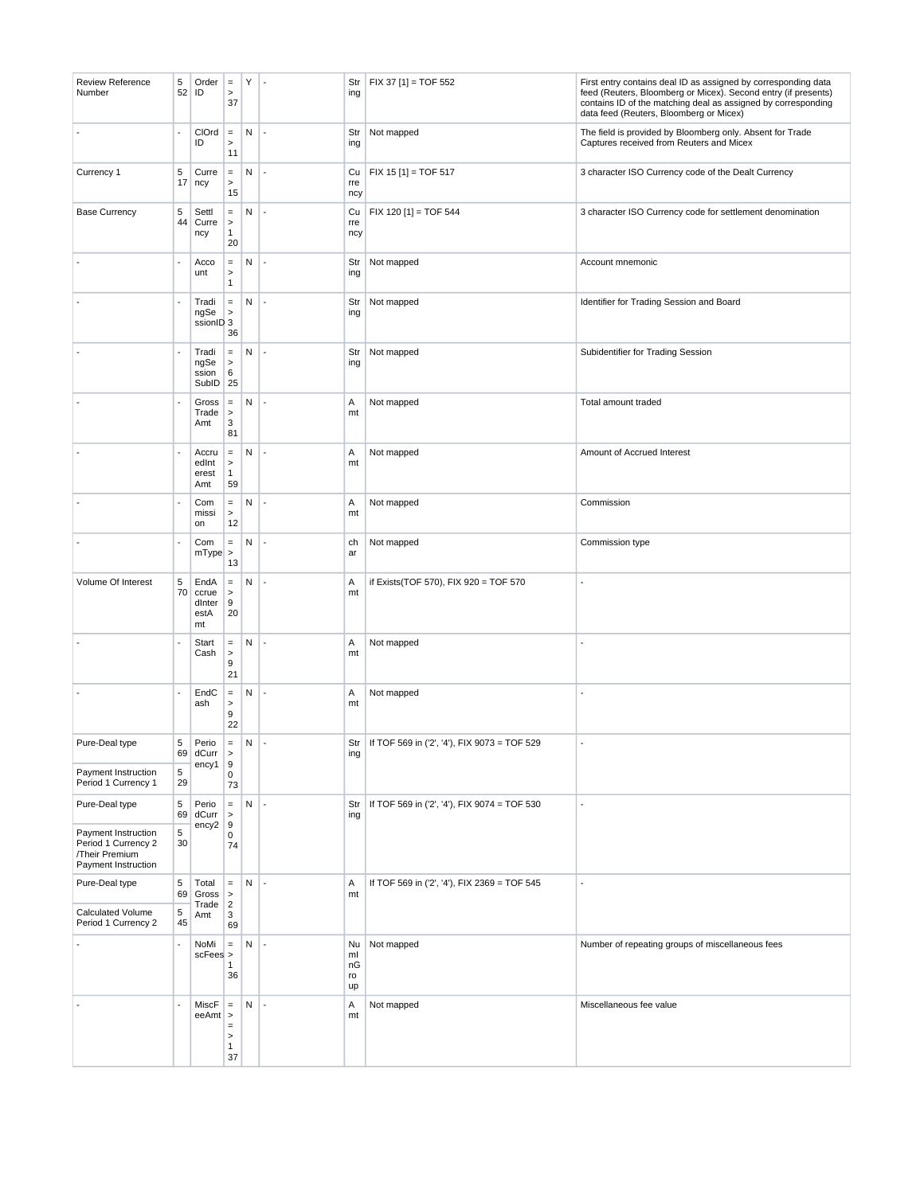| | | | | | | | | |
|---|---|---|---|---|---|---|---|---|
| Review Reference Number | 552 | OrderID | => 37 | Y | - | String | FIX 37 [1] = TOF 552 | First entry contains deal ID as assigned by corresponding data feed (Reuters, Bloomberg or Micex). Second entry (if presents) contains ID of the matching deal as assigned by corresponding data feed (Reuters, Bloomberg or Micex) |
| - | - | ClOrdID | => 11 | N | - | String | Not mapped | The field is provided by Bloomberg only. Absent for Trade Captures received from Reuters and Micex |
| Currency 1 | 517 | Currency | => 15 | N | - | Currency | FIX 15 [1] = TOF 517 | 3 character ISO Currency code of the Dealt Currency |
| Base Currency | 544 | SettlCurrency | => 120 | N | - | Currency | FIX 120 [1] = TOF 544 | 3 character ISO Currency code for settlement denomination |
| - | - | Account | => 1 | N | - | String | Not mapped | Account mnemonic |
| - | - | TradingSessionID | => 336 | N | - | String | Not mapped | Identifier for Trading Session and Board |
| - | - | TradingSessionSubID | => 625 | N | - | String | Not mapped | Subidentifier for Trading Session |
| - | - | GrossTradeAmt | => 381 | N | - | Amt | Not mapped | Total amount traded |
| - | - | AccruedInterestAmt | => 159 | N | - | Amt | Not mapped | Amount of Accrued Interest |
| - | - | Commission | => 12 | N | - | Amt | Not mapped | Commission |
| - | - | CommType | => 13 | N | - | char | Not mapped | Commission type |
| Volume Of Interest | 570 | EndAccruedInterestAmt | => 920 | N | - | Amt | if Exists(TOF 570), FIX 920 = TOF 570 | - |
| - | - | StartCash | => 921 | N | - | Amt | Not mapped | - |
| - | - | EndCash | => 922 | N | - | Amt | Not mapped | - |
| Pure-Deal type | 569 | PeriodCurrency1 | => 9073 | N | - | String | If TOF 569 in ('2', '4'), FIX 9073 = TOF 529 | - |
| Payment Instruction Period 1 Currency 1 | 529 | | | | | | | |
| Pure-Deal type | 569 | PeriodCurrency2 | => 9074 | N | - | String | If TOF 569 in ('2', '4'), FIX 9074 = TOF 530 | - |
| Payment Instruction Period 1 Currency 2 /Their Premium Payment Instruction | 530 | | | | | | | |
| Pure-Deal type | 569 | TotalGrossTradeAmt | => 2369 | N | - | Amt | If TOF 569 in ('2', '4'), FIX 2369 = TOF 545 | - |
| Calculated Volume Period 1 Currency 2 | 545 | | | | | | | |
| - | - | NoMiscFees | => 136 | N | - | NumInGroup | Not mapped | Number of repeating groups of miscellaneous fees |
| - | - | MiscFeeAmt | => => 137 | N | - | Amt | Not mapped | Miscellaneous fee value |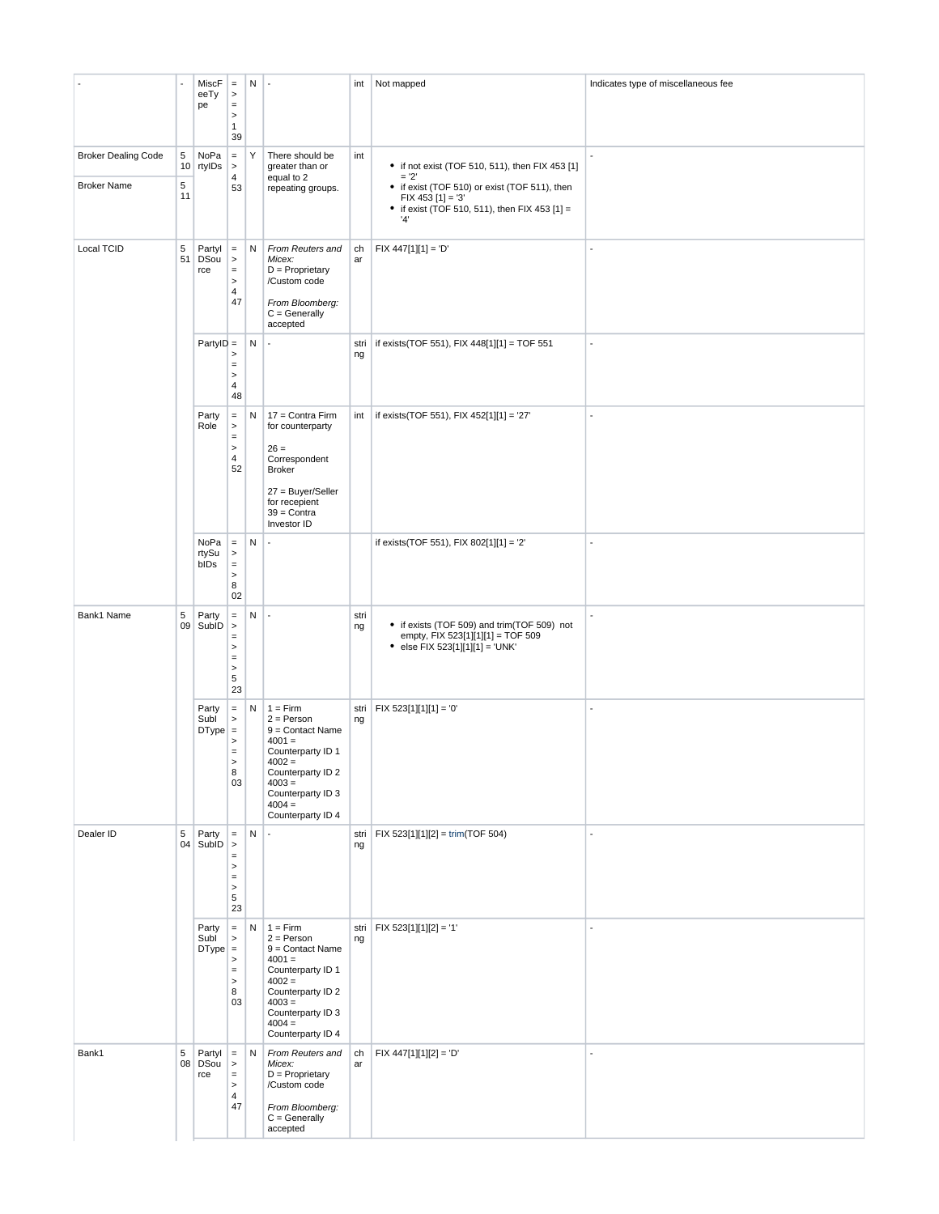| | | | | | | | | |
|---|---|---|---|---|---|---|---|---|
| - | - | MiscFeeType | =>=>139 | N | - | int | Not mapped | Indicates type of miscellaneous fee |
| Broker Dealing Code | 510 | NoPartyIDs | =>453 | Y | There should be greater than or equal to 2 repeating groups. | int | • if not exist (TOF 510, 511), then FIX 453 [1] = '2'<br>• if exist (TOF 510) or exist (TOF 511), then FIX 453 [1] = '3'<br>• if exist (TOF 510, 511), then FIX 453 [1] = '4' | - |
| Broker Name | 511 | | | | | | | |
| Local TCID | 551 | PartyIDSource | =>=>447 | N | *From Reuters and Micex:*<br>D = Proprietary /Custom code<br><br>*From Bloomberg:*<br>C = Generally accepted | char | FIX 447[1][1] = 'D' | - |
| | | PartyID | =>=>448 | N | - | string | if exists(TOF 551), FIX 448[1][1] = TOF 551 | - |
| | | PartyRole | =>=>452 | N | 17 = Contra Firm for counterparty<br><br>26 = Correspondent Broker<br><br>27 = Buyer/Seller for recepient<br>39 = Contra Investor ID | int | if exists(TOF 551), FIX 452[1][1] = '27' | - |
| | | NoPartySubIDs | =>=>802 | N | - | | if exists(TOF 551), FIX 802[1][1] = '2' | - |
| Bank1 Name | 509 | PartySubID | =>=>=>523 | N | - | string | • if exists (TOF 509) and trim(TOF 509) not empty, FIX 523[1][1][1] = TOF 509<br>• else FIX 523[1][1][1] = 'UNK' | - |
| | | PartySubIDType | =>=>=>803 | N | 1 = Firm<br>2 = Person<br>9 = Contact Name<br>4001 = Counterparty ID 1<br>4002 = Counterparty ID 2<br>4003 = Counterparty ID 3<br>4004 = Counterparty ID 4 | string | FIX 523[1][1][1] = '0' | - |
| Dealer ID | 504 | PartySubID | =>=>=>523 | N | - | string | FIX 523[1][1][2] = trim(TOF 504) | - |
| | | PartySubIDType | =>=>=>803 | N | 1 = Firm<br>2 = Person<br>9 = Contact Name<br>4001 = Counterparty ID 1<br>4002 = Counterparty ID 2<br>4003 = Counterparty ID 3<br>4004 = Counterparty ID 4 | string | FIX 523[1][1][2] = '1' | - |
| Bank1 | 508 | PartyIDSource | =>=>447 | N | *From Reuters and Micex:*<br>D = Proprietary /Custom code<br><br>*From Bloomberg:*<br>C = Generally accepted | char | FIX 447[1][1][2] = 'D' | - |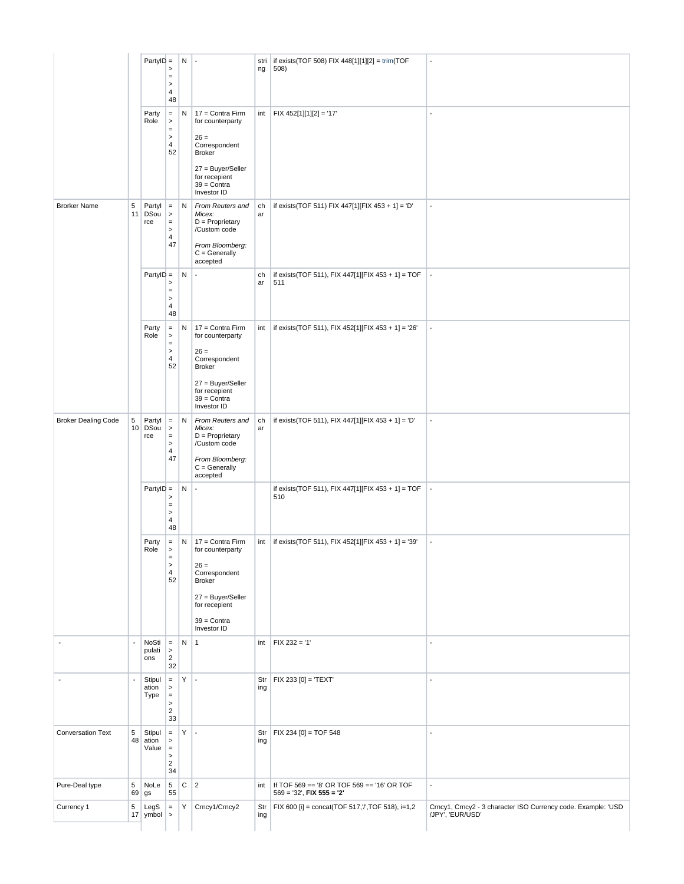|  |  |  |  |  |  |  |  |  |
|---|---|---|---|---|---|---|---|---|
|  |  | PartyID | =>=>448 | N | - | string | if exists(TOF 508) FIX 448[1][1][2] = trim(TOF 508) | - |
|  |  | Party Role | =>=>452 | N | 17 = Contra Firm for counterparty<br><br>26 = Correspondent Broker<br><br>27 = Buyer/Seller for recepient<br>39 = Contra Investor ID | int | FIX 452[1][1][2] = '17' | - |
| Brorker Name | 511 | PartyIDSource | =>=>447 | N | *From Reuters and Micex:*<br>D = Proprietary /Custom code<br><br>*From Bloomberg:*<br>C = Generally accepted | char | if exists(TOF 511) FIX 447[1][FIX 453 + 1] = 'D' | - |
|  |  | PartyID | =>=>448 | N | - | char | if exists(TOF 511), FIX 447[1][FIX 453 + 1] = TOF 511 | - |
|  |  | Party Role | =>=>452 | N | 17 = Contra Firm for counterparty<br><br>26 = Correspondent Broker<br><br>27 = Buyer/Seller for recepient<br>39 = Contra Investor ID | int | if exists(TOF 511), FIX 452[1][FIX 453 + 1] = '26' | - |
| Broker Dealing Code | 510 | PartyIDSource | =>=>447 | N | *From Reuters and Micex:*<br>D = Proprietary /Custom code<br><br>*From Bloomberg:*<br>C = Generally accepted | char | if exists(TOF 511), FIX 447[1][FIX 453 + 1] = 'D' | - |
|  |  | PartyID | =>=>448 | N | - |  | if exists(TOF 511), FIX 447[1][FIX 453 + 1] = TOF 510 | - |
|  |  | Party Role | =>=>452 | N | 17 = Contra Firm for counterparty<br><br>26 = Correspondent Broker<br><br>27 = Buyer/Seller for recepient<br><br>39 = Contra Investor ID | int | if exists(TOF 511), FIX 452[1][FIX 453 + 1] = '39' | - |
| - | - | NoStipulations | =>232 | N | 1 | int | FIX 232 = '1' | - |
| - | - | Stipulation Type | =>=>233 | Y | - | String | FIX 233 [0] = 'TEXT' | - |
| Conversation Text | 548 | Stipulation Value | =>=>234 | Y | - | String | FIX 234 [0] = TOF 548 | - |
| Pure-Deal type | 569 | NoLegs | 555 | C | 2 | int | If TOF 569 == '8' OR TOF 569 == '16' OR TOF 569 = '32', **FIX 555 = '2'** | - |
| Currency 1 | 517 | LegSymbol | => | Y | Crncy1/Crncy2 | String | FIX 600 [i] = concat(TOF 517,'/',TOF 518), i=1,2 | Crncy1, Crncy2 - 3 character ISO Currency code. Example: 'USD/JPY', 'EUR/USD' |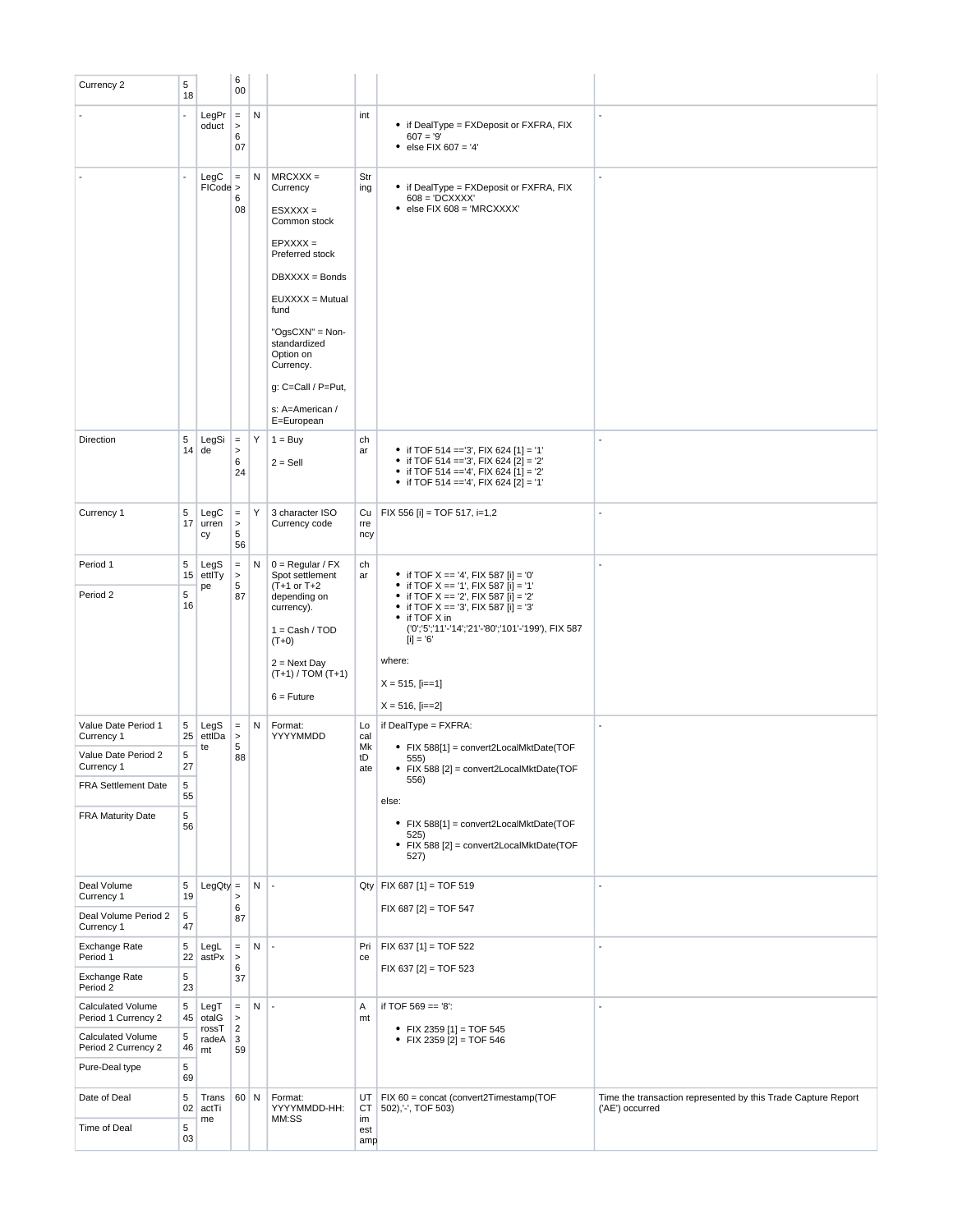| | | | | | | | | |
|---|---|---|---|---|---|---|---|---|
| Currency 2 | 518 | | 600 | | | | | |
| - | - | LegProduct | => 607 | N | | int | • if DealType = FXDeposit or FXFRA, FIX 607 = '9'<br>• else FIX 607 = '4' | - |
| - | - | LegCFICode | => 608 | N | MRCXXX = Currency<br><br>ESXXXX = Common stock<br><br>EPXXXX = Preferred stock<br><br>DBXXXX = Bonds<br><br>EUXXXX = Mutual fund<br><br>"OgsCXN" = Non-standardized Option on Currency.<br><br>g: C=Call / P=Put,<br><br>s: A=American / E=European | String | • if DealType = FXDeposit or FXFRA, FIX 608 = 'DCXXXX'<br>• else FIX 608 = 'MRCXXXX' | - |
| Direction | 514 | LegSide | => 624 | Y | 1 = Buy<br><br>2 = Sell | char | • if TOF 514 =='3', FIX 624 [1] = '1'<br>• if TOF 514 =='3', FIX 624 [2] = '2'<br>• if TOF 514 =='4', FIX 624 [1] = '2'<br>• if TOF 514 =='4', FIX 624 [2] = '1' | - |
| Currency 1 | 517 | LegCurrency | => 556 | Y | 3 character ISO Currency code | Currency | FIX 556 [i] = TOF 517, i=1,2 | - |
| Period 1 | 515 | LegSettlType | => 587 | N | 0 = Regular / FX Spot settlement (T+1 or T+2 depending on currency).<br><br>1 = Cash / TOD (T+0)<br><br>2 = Next Day (T+1) / TOM (T+1)<br><br>6 = Future | char | • if TOF X == '4', FIX 587 [i] = '0'<br>• if TOF X == '1', FIX 587 [i] = '1'<br>• if TOF X == '2', FIX 587 [i] = '2'<br>• if TOF X == '3', FIX 587 [i] = '3'<br>• if TOF X in ('0';'5';'11'-'14';'21'-'80';'101'-'199'), FIX 587 [i] = '6'<br><br>where:<br><br>X = 515, [i==1]<br><br>X = 516, [i==2] | - |
| Period 2 | 516 | | | | | | | |
| Value Date Period 1 Currency 1 | 525 | LegSettlDate | => 588 | N | Format: YYYYMMDD | LocalMktDate | if DealType = FXFRA:<br><br>• FIX 588[1] = convert2LocalMktDate(TOF 555)<br>• FIX 588 [2] = convert2LocalMktDate(TOF 556)<br><br>else:<br><br>• FIX 588[1] = convert2LocalMktDate(TOF 525)<br>• FIX 588 [2] = convert2LocalMktDate(TOF 527) | - |
| Value Date Period 2 Currency 1 | 527 | | | | | | | |
| FRA Settlement Date | 555 | | | | | | | |
| FRA Maturity Date | 556 | | | | | | | |
| Deal Volume Currency 1 | 519 | LegQty | => 687 | N | - | Qty | FIX 687 [1] = TOF 519<br><br>FIX 687 [2] = TOF 547 | - |
| Deal Volume Period 2 Currency 1 | 547 | | | | | | | |
| Exchange Rate Period 1 | 522 | LegLastPx | => 637 | N | - | Price | FIX 637 [1] = TOF 522<br><br>FIX 637 [2] = TOF 523 | - |
| Exchange Rate Period 2 | 523 | | | | | | | |
| Calculated Volume Period 1 Currency 2 | 545 | LegTotalGrossTradeAmt | => 2359 | N | - | Amt | if TOF 569 == '8':<br><br>• FIX 2359 [1] = TOF 545<br>• FIX 2359 [2] = TOF 546 | - |
| Calculated Volume Period 2 Currency 2 | 546 | | | | | | | |
| Pure-Deal type | 569 | | | | | | | |
| Date of Deal | 502 | TransactTime | 60 | N | Format: YYYYMMDD-HH:MM:SS | UTCTimestamp | FIX 60 = concat (convert2Timestamp(TOF 502),'-', TOF 503) | Time the transaction represented by this Trade Capture Report ('AE') occurred |
| Time of Deal | 503 | | | | | | | |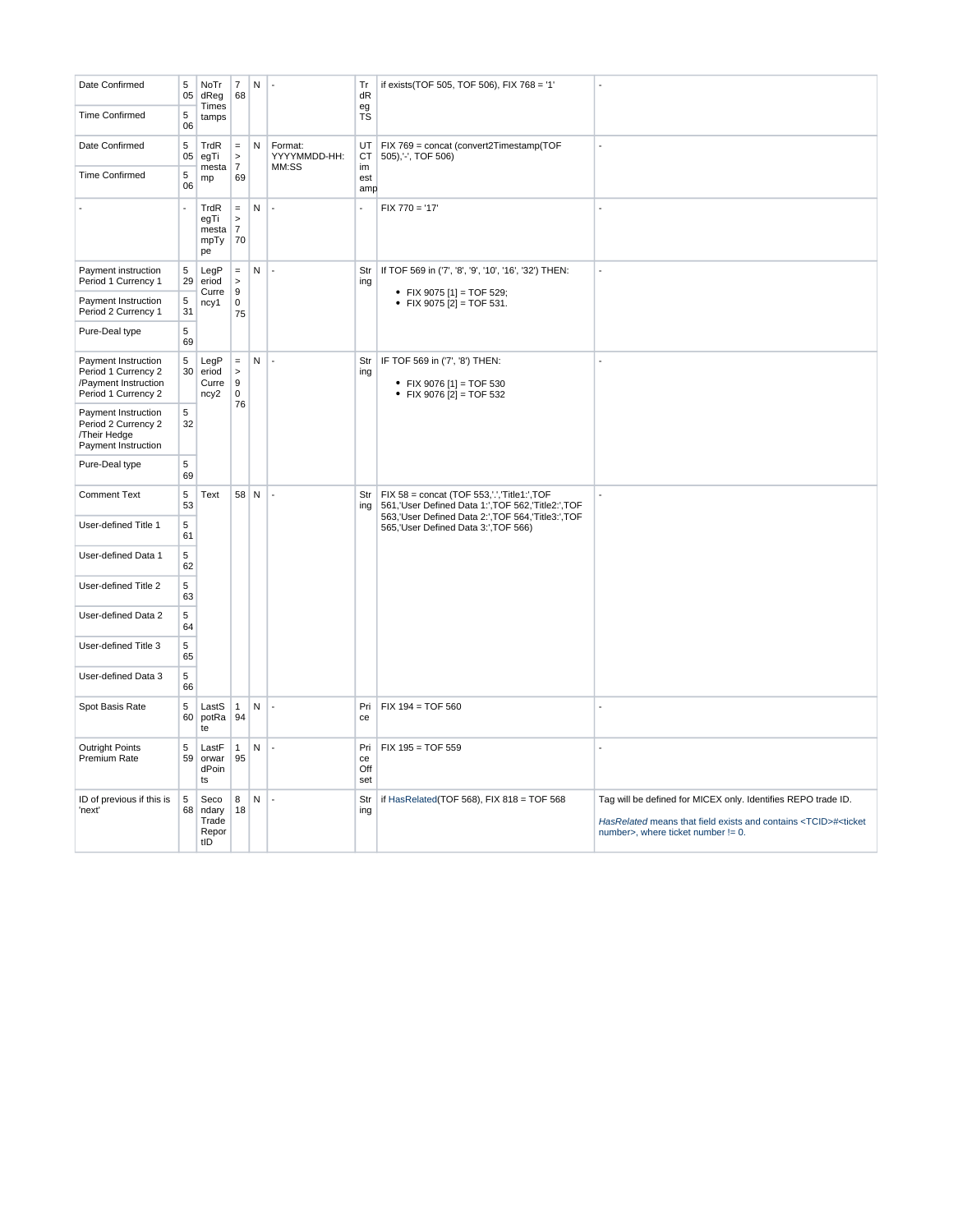| | | | | | | | | |
|---|---|---|---|---|---|---|---|---|
| Date Confirmed | 505 | NoTrdRegTimestamps | 768 | N | - | TrdRegTS | if exists(TOF 505, TOF 506), FIX 768 = '1' | - |
| Time Confirmed | 506 | | | | | | | |
| Date Confirmed | 505 | TrdRegTimestamp | => 769 | N | Format: YYYYMMDD-HH:MM:SS | UTCTimestamp | FIX 769 = concat (convert2Timestamp(TOF 505),'-', TOF 506) | - |
| Time Confirmed | 506 | | | | | | | |
| - | - | TrdRegTimestampType | => 770 | N | - | - | FIX 770 = '17' | - |
| Payment instruction Period 1 Currency 1 | 529 | LegPeriodCurrency1 | => 9075 | N | - | String | If TOF 569 in ('7', '8', '9', '10', '16', '32') THEN:<br>• FIX 9075 [1] = TOF 529;<br>• FIX 9075 [2] = TOF 531. | - |
| Payment Instruction Period 2 Currency 1 | 531 | | | | | | | |
| Pure-Deal type | 569 | | | | | | | |
| Payment Instruction Period 1 Currency 2 /Payment Instruction Period 1 Currency 2 | 530 | LegPeriodCurrency2 | => 9076 | N | - | String | IF TOF 569 in ('7', '8') THEN:<br>• FIX 9076 [1] = TOF 530<br>• FIX 9076 [2] = TOF 532 | - |
| Payment Instruction Period 2 Currency 2 /Their Hedge Payment Instruction | 532 | | | | | | | |
| Pure-Deal type | 569 | | | | | | | |
| Comment Text | 553 | Text | 58 | N | - | String | FIX 58 = concat (TOF 553,',','Title1:',TOF 561,'User Defined Data 1:',TOF 562,'Title2:',TOF 563,'User Defined Data 2:',TOF 564,'Title3:',TOF 565,'User Defined Data 3:',TOF 566) | - |
| User-defined Title 1 | 561 | | | | | | | |
| User-defined Data 1 | 562 | | | | | | | |
| User-defined Title 2 | 563 | | | | | | | |
| User-defined Data 2 | 564 | | | | | | | |
| User-defined Title 3 | 565 | | | | | | | |
| User-defined Data 3 | 566 | | | | | | | |
| Spot Basis Rate | 560 | LastSpotRate | 194 | N | - | Price | FIX 194 = TOF 560 | - |
| Outright Points Premium Rate | 559 | LastForwardPoints | 195 | N | - | PriceOffset | FIX 195 = TOF 559 | - |
| ID of previous if this is 'next' | 568 | SecondaryTradeReportID | 818 | N | - | String | if HasRelated(TOF 568), FIX 818 = TOF 568 | Tag will be defined for MICEX only. Identifies REPO trade ID.<br>*HasRelated* means that field exists and contains <TCID>#<ticket number>, where ticket number != 0. |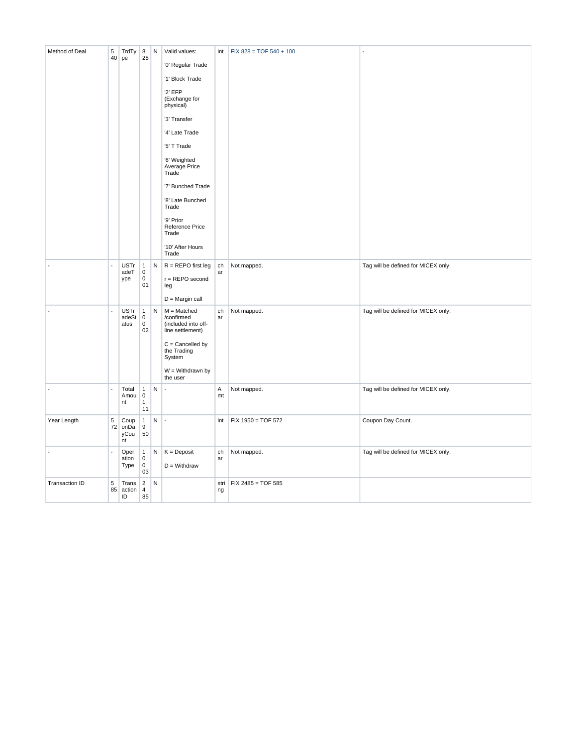| | | | | | | | | |
|---|---|---|---|---|---|---|---|---|
| Method of Deal | 540 | TrdType | 828 | N | Valid values:<br><br>'0' Regular Trade<br><br>'1' Block Trade<br><br>'2' EFP (Exchange for physical)<br><br>'3' Transfer<br><br>'4' Late Trade<br><br>'5' T Trade<br><br>'6' Weighted Average Price Trade<br><br>'7' Bunched Trade<br><br>'8' Late Bunched Trade<br><br>'9' Prior Reference Price Trade<br><br>'10' After Hours Trade | int | FIX 828 = TOF 540 + 100 | - |
| - | - | USTradeType | 10001 | N | R = REPO first leg<br><br>r = REPO second leg<br><br>D = Margin call | char | Not mapped. | Tag will be defined for MICEX only. |
| - | - | USTradeStatus | 10002 | N | M = Matched /confirmed (included into off-line settlement)<br><br>C = Cancelled by the Trading System<br><br>W = Withdrawn by the user | char | Not mapped. | Tag will be defined for MICEX only. |
| - | - | Total Amount | 10111 | N | - | Amt | Not mapped. | Tag will be defined for MICEX only. |
| Year Length | 572 | CouponDayCount | 1950 | N | - | int | FIX 1950 = TOF 572 | Coupon Day Count. |
| - | - | Operation Type | 10003 | N | K = Deposit<br><br>D = Withdraw | char | Not mapped. | Tag will be defined for MICEX only. |
| Transaction ID | 585 | Transaction ID | 2485 | N | | string | FIX 2485 = TOF 585 | |